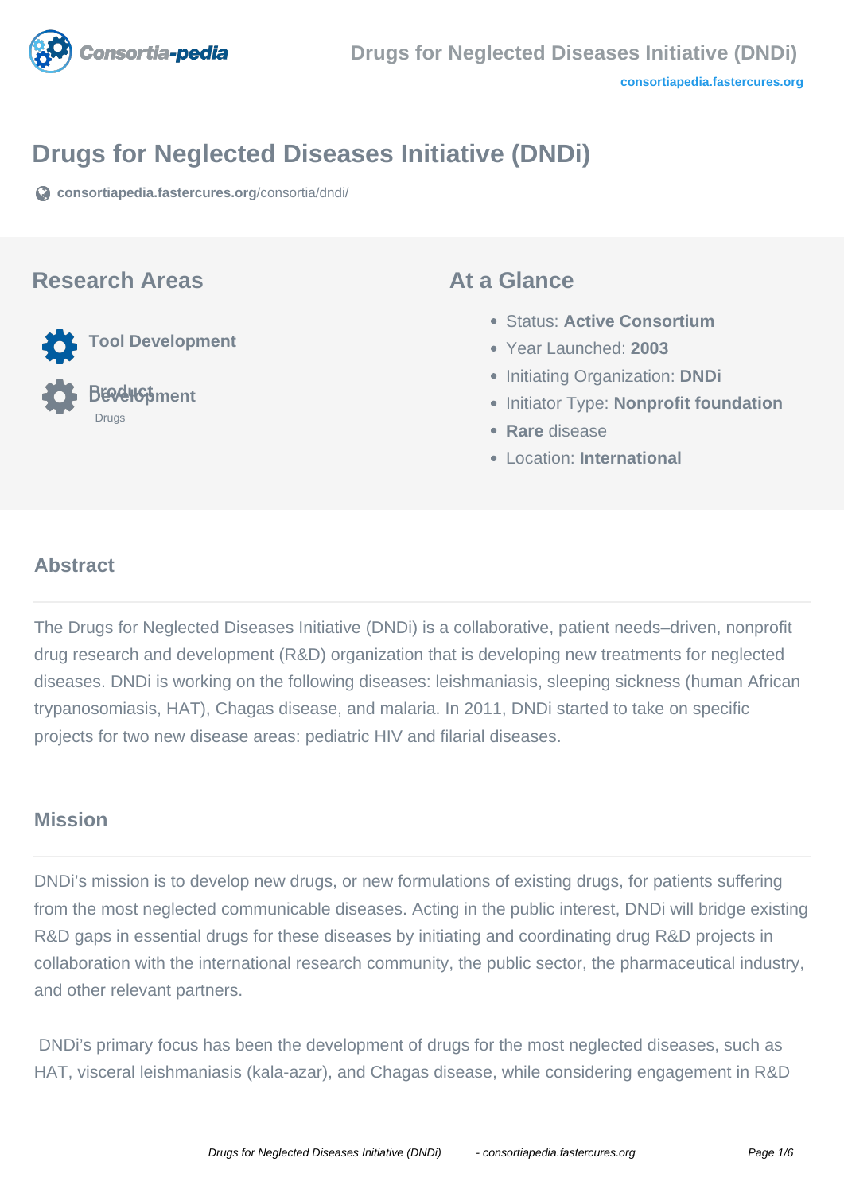# Drugs for Neglected Diseases Initiative (DNDi)

consortiapedia.fastercures.org/consortia/dndi/

## Research Areas

- Tool Development
- Product Development
  - Drugs

## At a Glance

- Status: **Active Consortium**
- Year Launched: **2003**
- Initiating Organization: **DNDi**
- Initiator Type: **Nonprofit foundation**
- **Rare** disease
- Location: **International**

## Abstract

The Drugs for Neglected Diseases Initiative (DNDi) is a collaborative, patient needs–driven, nonprofit drug research and development (R&D) organization that is developing new treatments for neglected diseases. DNDi is working on the following diseases: leishmaniasis, sleeping sickness (human African trypanosomiasis, HAT), Chagas disease, and malaria. In 2011, DNDi started to take on specific projects for two new disease areas: pediatric HIV and filarial diseases.

## Mission

DNDi's mission is to develop new drugs, or new formulations of existing drugs, for patients suffering from the most neglected communicable diseases. Acting in the public interest, DNDi will bridge existing R&D gaps in essential drugs for these diseases by initiating and coordinating drug R&D projects in collaboration with the international research community, the public sector, the pharmaceutical industry, and other relevant partners.

DNDi's primary focus has been the development of drugs for the most neglected diseases, such as HAT, visceral leishmaniasis (kala-azar), and Chagas disease, while considering engagement in R&D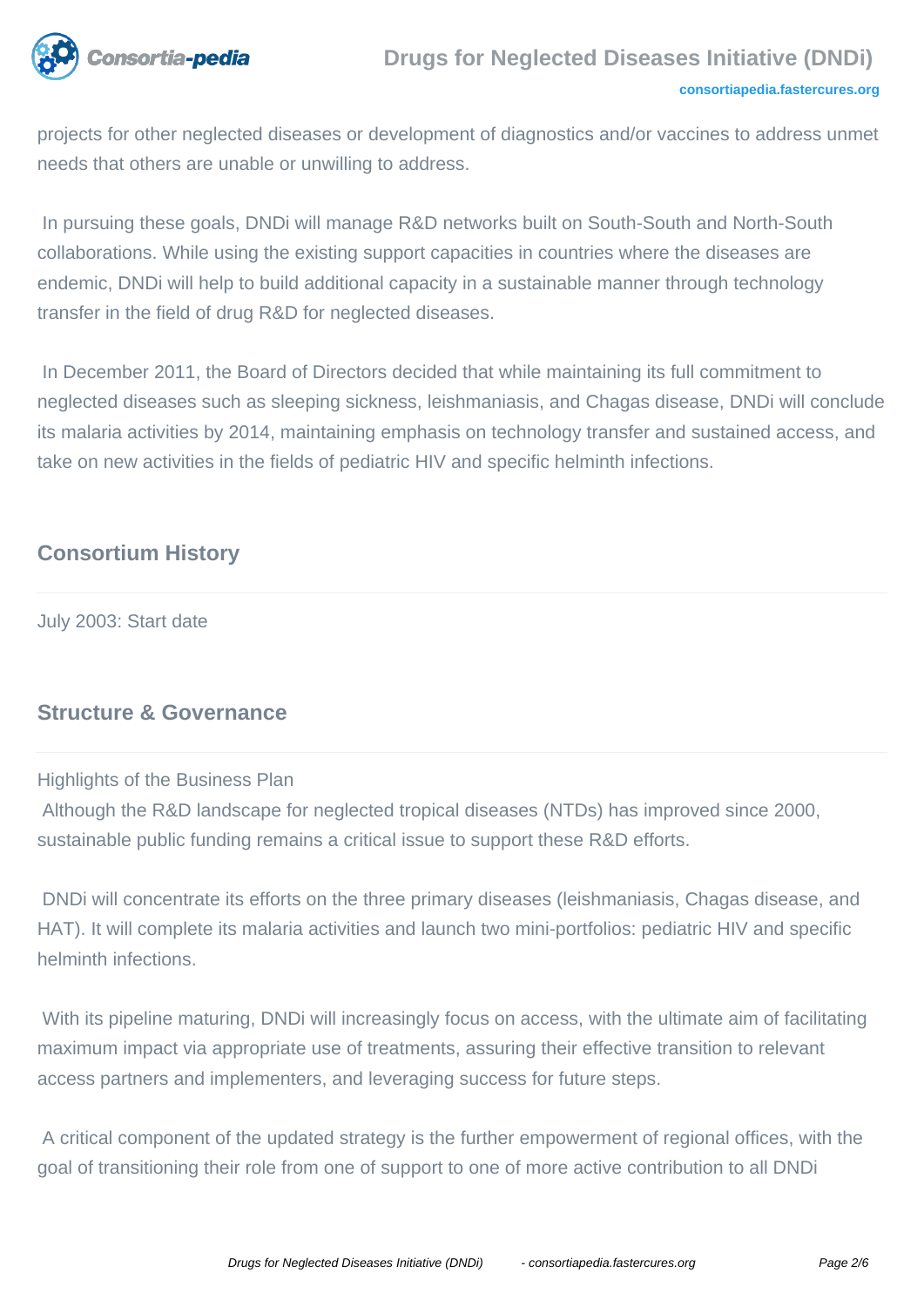projects for other neglected diseases or development of diagnostics and/or vaccines to address unmet needs that others are unable or unwilling to address.

In pursuing these goals, DNDi will manage R&D networks built on South-South and North-South collaborations. While using the existing support capacities in countries where the diseases are endemic, DNDi will help to build additional capacity in a sustainable manner through technology transfer in the field of drug R&D for neglected diseases.

In December 2011, the Board of Directors decided that while maintaining its full commitment to neglected diseases such as sleeping sickness, leishmaniasis, and Chagas disease, DNDi will conclude its malaria activities by 2014, maintaining emphasis on technology transfer and sustained access, and take on new activities in the fields of pediatric HIV and specific helminth infections.

## Consortium History

July 2003: Start date

## Structure & Governance

Highlights of the Business Plan

Although the R&D landscape for neglected tropical diseases (NTDs) has improved since 2000, sustainable public funding remains a critical issue to support these R&D efforts.

DNDi will concentrate its efforts on the three primary diseases (leishmaniasis, Chagas disease, and HAT). It will complete its malaria activities and launch two mini-portfolios: pediatric HIV and specific helminth infections.

With its pipeline maturing, DNDi will increasingly focus on access, with the ultimate aim of facilitating maximum impact via appropriate use of treatments, assuring their effective transition to relevant access partners and implementers, and leveraging success for future steps.

A critical component of the updated strategy is the further empowerment of regional offices, with the goal of transitioning their role from one of support to one of more active contribution to all DNDi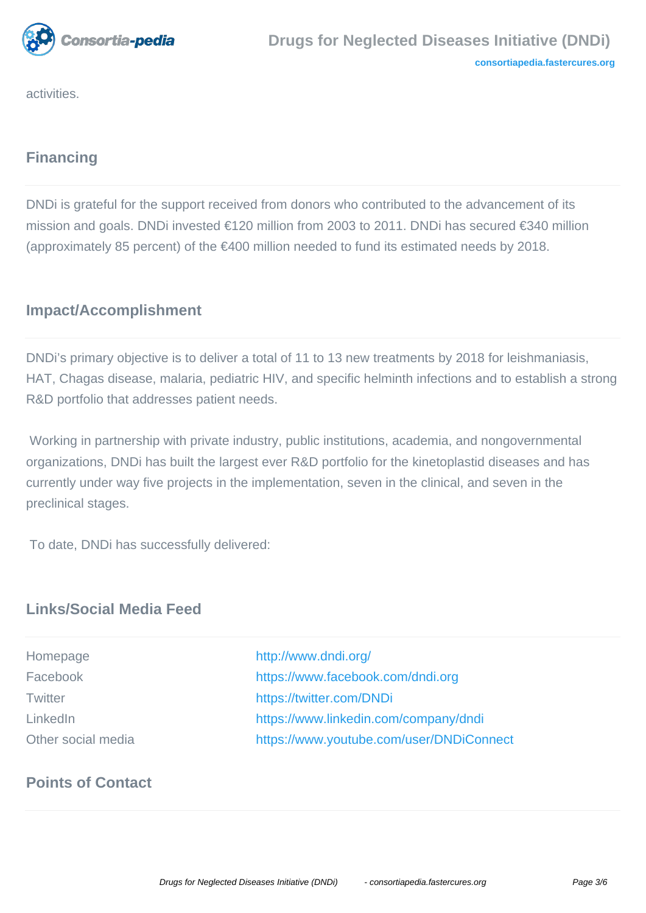activities.

## Financing

DNDi is grateful for the support received from donors who contributed to the advancement of its mission and goals. DNDi invested €120 million from 2003 to 2011. DNDi has secured €340 million (approximately 85 percent) of the €400 million needed to fund its estimated needs by 2018.

## Impact/Accomplishment

DNDi's primary objective is to deliver a total of 11 to 13 new treatments by 2018 for leishmaniasis, HAT, Chagas disease, malaria, pediatric HIV, and specific helminth infections and to establish a strong R&D portfolio that addresses patient needs.

Working in partnership with private industry, public institutions, academia, and nongovernmental organizations, DNDi has built the largest ever R&D portfolio for the kinetoplastid diseases and has currently under way five projects in the implementation, seven in the clinical, and seven in the preclinical stages.

To date, DNDi has successfully delivered:

## Links/Social Media Feed

| | |
|---|---|
| Homepage | http://www.dndi.org/ |
| Facebook | https://www.facebook.com/dndi.org |
| Twitter | https://twitter.com/DNDi |
| LinkedIn | https://www.linkedin.com/company/dndi |
| Other social media | https://www.youtube.com/user/DNDiConnect |

## Points of Contact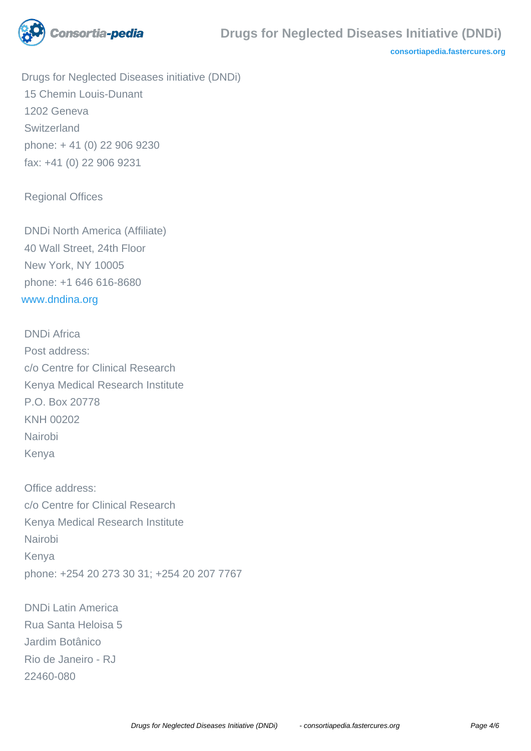Drugs for Neglected Diseases initiative (DNDi)
15 Chemin Louis-Dunant
1202 Geneva
Switzerland
phone: + 41 (0) 22 906 9230
fax: +41 (0) 22 906 9231

Regional Offices

DNDi North America (Affiliate)
40 Wall Street, 24th Floor
New York, NY 10005
phone: +1 646 616-8680
www.dndina.org

DNDi Africa
Post address:
c/o Centre for Clinical Research
Kenya Medical Research Institute
P.O. Box 20778
KNH 00202
Nairobi
Kenya

Office address:
c/o Centre for Clinical Research
Kenya Medical Research Institute
Nairobi
Kenya
phone: +254 20 273 30 31; +254 20 207 7767

DNDi Latin America
Rua Santa Heloisa 5
Jardim Botânico
Rio de Janeiro - RJ
22460-080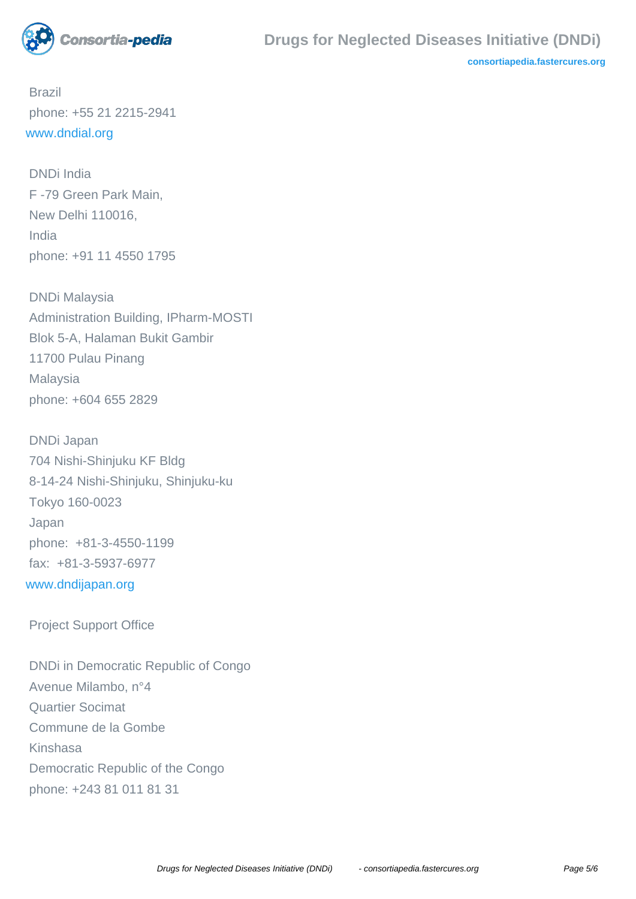Brazil
phone: +55 21 2215-2941
www.dndial.org

DNDi India
F -79 Green Park Main,
New Delhi 110016,
India
phone: +91 11 4550 1795

DNDi Malaysia
Administration Building, IPharm-MOSTI
Blok 5-A, Halaman Bukit Gambir
11700 Pulau Pinang
Malaysia
phone: +604 655 2829

DNDi Japan
704 Nishi-Shinjuku KF Bldg
8-14-24 Nishi-Shinjuku, Shinjuku-ku
Tokyo 160-0023
Japan
phone: +81-3-4550-1199
fax: +81-3-5937-6977
www.dndijapan.org

Project Support Office

DNDi in Democratic Republic of Congo
Avenue Milambo, n°4
Quartier Socimat
Commune de la Gombe
Kinshasa
Democratic Republic of the Congo
phone: +243 81 011 81 31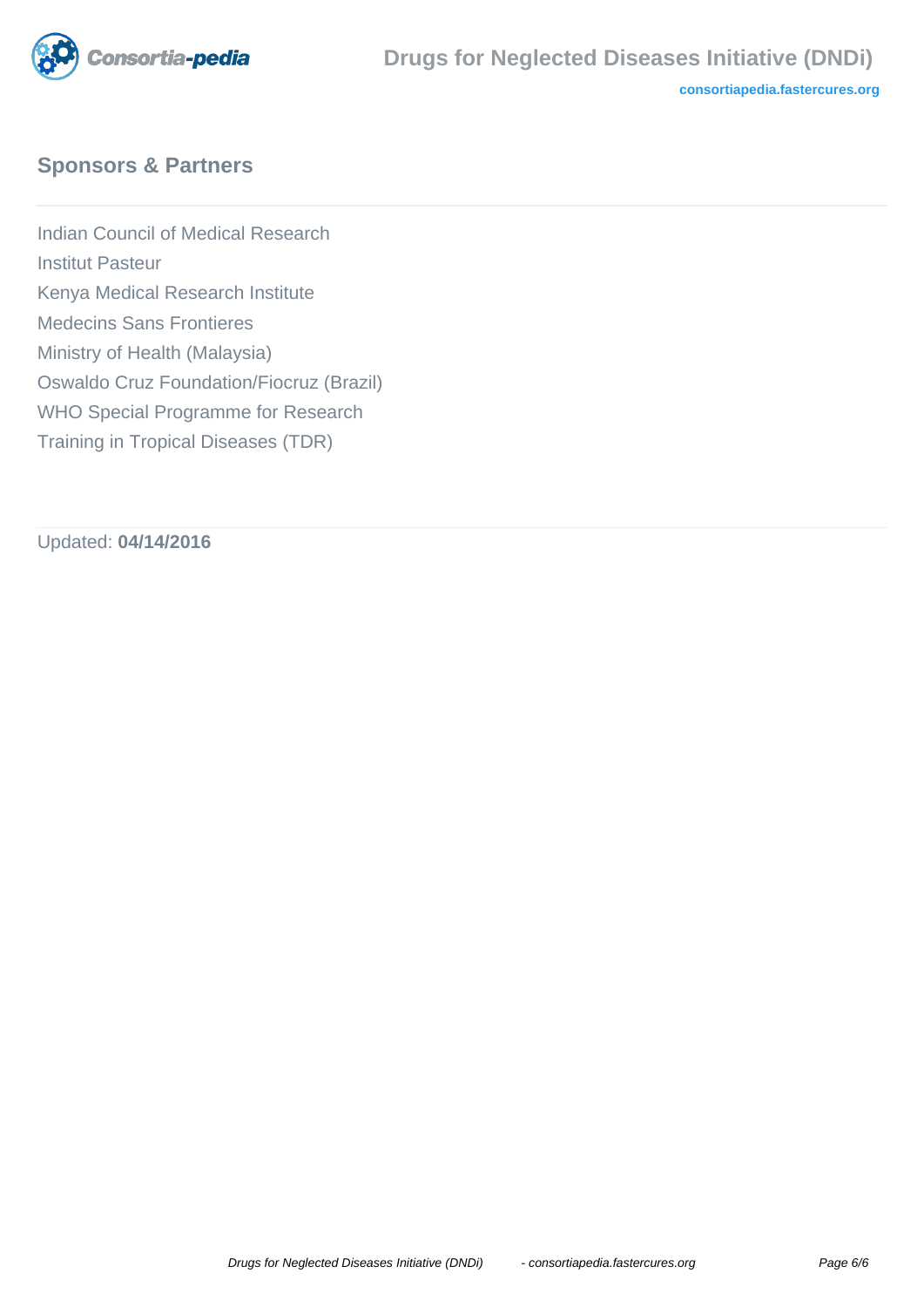## Sponsors & Partners

Indian Council of Medical Research
Institut Pasteur
Kenya Medical Research Institute
Medecins Sans Frontieres
Ministry of Health (Malaysia)
Oswaldo Cruz Foundation/Fiocruz (Brazil)
WHO Special Programme for Research
Training in Tropical Diseases (TDR)

Updated: **04/14/2016**